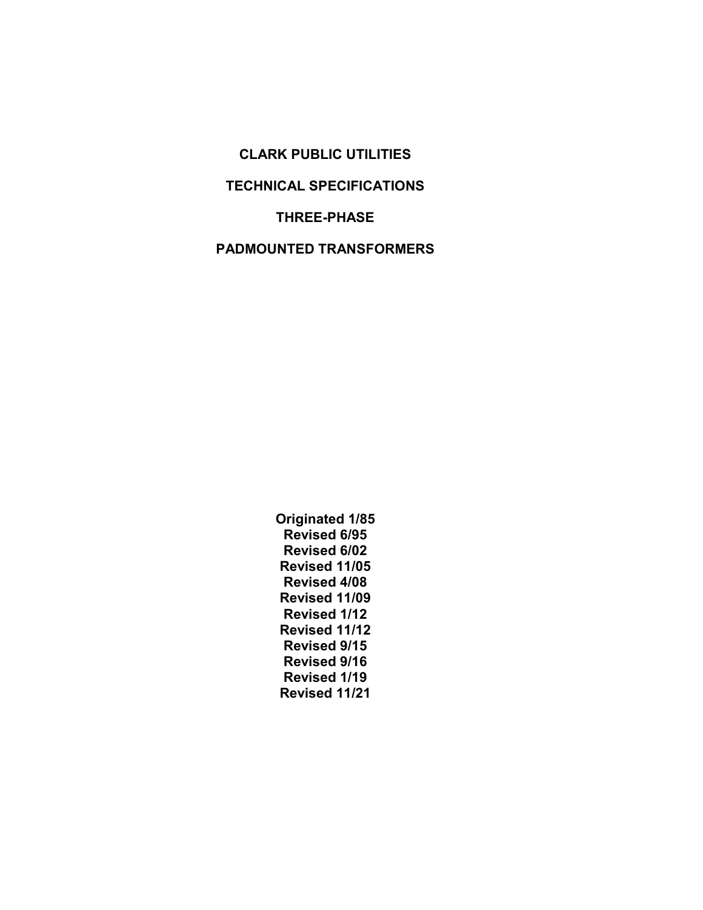# CLARK PUBLIC UTILITIES

# TECHNICAL SPECIFICATIONS

# THREE-PHASE

# PADMOUNTED TRANSFORMERS

**Originated 1/85**
**Revised 6/95**
**Revised 6/02**
**Revised 11/05**
**Revised 4/08**
**Revised 11/09**
**Revised 1/12**
**Revised 11/12**
**Revised 9/15**
**Revised 9/16**
**Revised 1/19**
**Revised 11/21**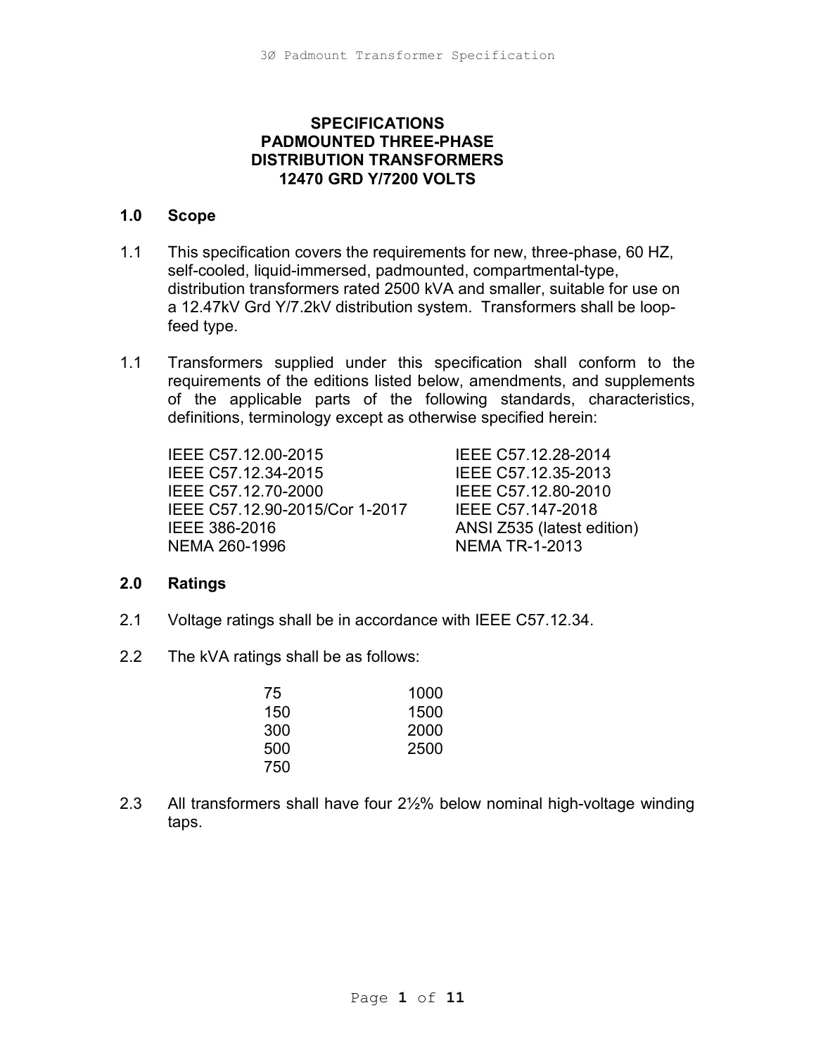**SPECIFICATIONS**
**PADMOUNTED THREE-PHASE**
**DISTRIBUTION TRANSFORMERS**
**12470 GRD Y/7200 VOLTS**

## 1.0 Scope

1.1 This specification covers the requirements for new, three-phase, 60 HZ, self-cooled, liquid-immersed, padmounted, compartmental-type, distribution transformers rated 2500 kVA and smaller, suitable for use on a 12.47kV Grd Y/7.2kV distribution system. Transformers shall be loop-feed type.

1.1 Transformers supplied under this specification shall conform to the requirements of the editions listed below, amendments, and supplements of the applicable parts of the following standards, characteristics, definitions, terminology except as otherwise specified herein:

| | |
|---|---|
| IEEE C57.12.00-2015 | IEEE C57.12.28-2014 |
| IEEE C57.12.34-2015 | IEEE C57.12.35-2013 |
| IEEE C57.12.70-2000 | IEEE C57.12.80-2010 |
| IEEE C57.12.90-2015/Cor 1-2017 | IEEE C57.147-2018 |
| IEEE 386-2016 | ANSI Z535 (latest edition) |
| NEMA 260-1996 | NEMA TR-1-2013 |

## 2.0 Ratings

2.1 Voltage ratings shall be in accordance with IEEE C57.12.34.

2.2 The kVA ratings shall be as follows:

| | |
|---|---|
| 75 | 1000 |
| 150 | 1500 |
| 300 | 2000 |
| 500 | 2500 |
| 750 | |

2.3 All transformers shall have four 2½% below nominal high-voltage winding taps.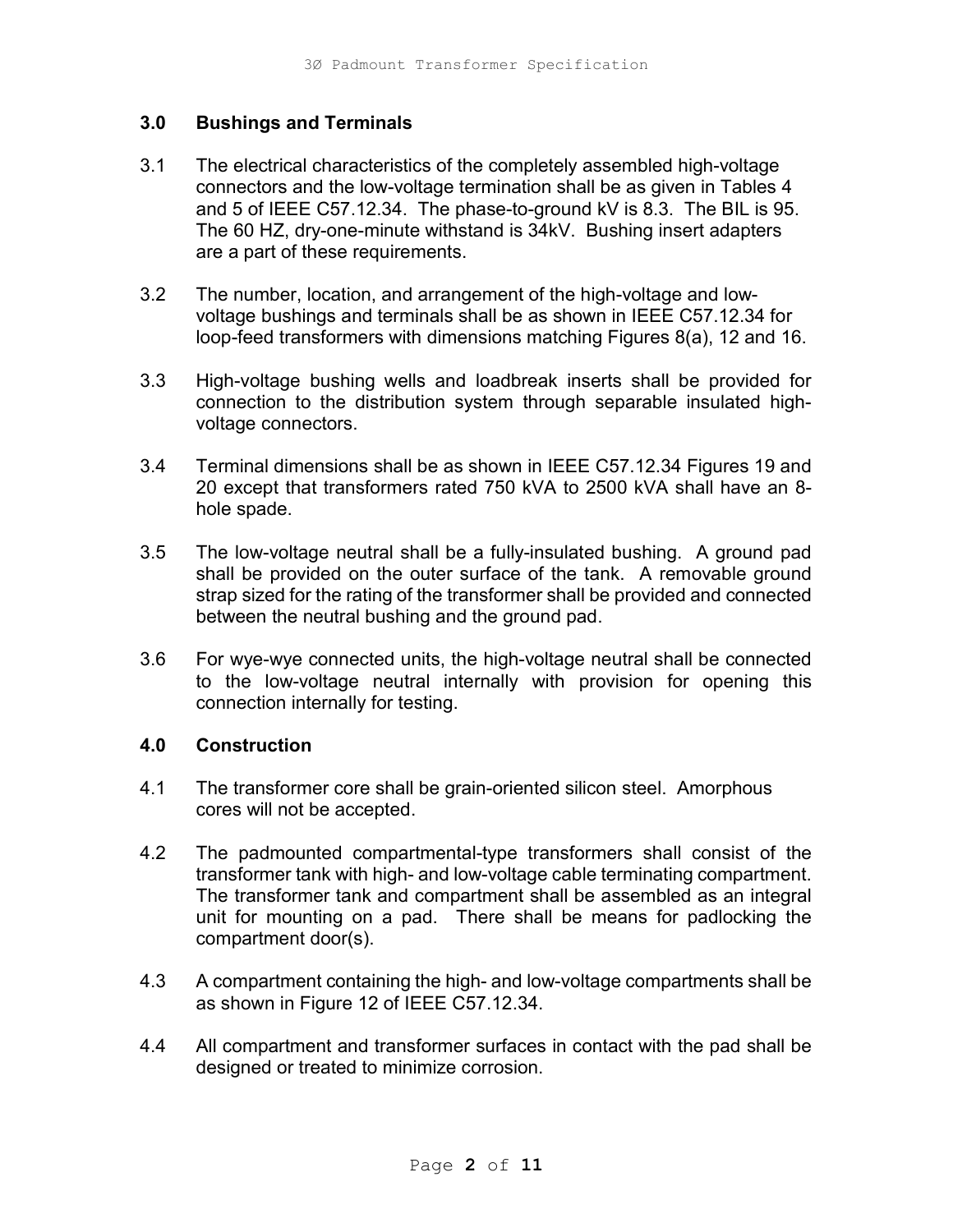## 3.0 Bushings and Terminals

3.1 The electrical characteristics of the completely assembled high-voltage connectors and the low-voltage termination shall be as given in Tables 4 and 5 of IEEE C57.12.34. The phase-to-ground kV is 8.3. The BIL is 95. The 60 HZ, dry-one-minute withstand is 34kV. Bushing insert adapters are a part of these requirements.

3.2 The number, location, and arrangement of the high-voltage and low-voltage bushings and terminals shall be as shown in IEEE C57.12.34 for loop-feed transformers with dimensions matching Figures 8(a), 12 and 16.

3.3 High-voltage bushing wells and loadbreak inserts shall be provided for connection to the distribution system through separable insulated high-voltage connectors.

3.4 Terminal dimensions shall be as shown in IEEE C57.12.34 Figures 19 and 20 except that transformers rated 750 kVA to 2500 kVA shall have an 8-hole spade.

3.5 The low-voltage neutral shall be a fully-insulated bushing. A ground pad shall be provided on the outer surface of the tank. A removable ground strap sized for the rating of the transformer shall be provided and connected between the neutral bushing and the ground pad.

3.6 For wye-wye connected units, the high-voltage neutral shall be connected to the low-voltage neutral internally with provision for opening this connection internally for testing.

## 4.0 Construction

4.1 The transformer core shall be grain-oriented silicon steel. Amorphous cores will not be accepted.

4.2 The padmounted compartmental-type transformers shall consist of the transformer tank with high- and low-voltage cable terminating compartment. The transformer tank and compartment shall be assembled as an integral unit for mounting on a pad. There shall be means for padlocking the compartment door(s).

4.3 A compartment containing the high- and low-voltage compartments shall be as shown in Figure 12 of IEEE C57.12.34.

4.4 All compartment and transformer surfaces in contact with the pad shall be designed or treated to minimize corrosion.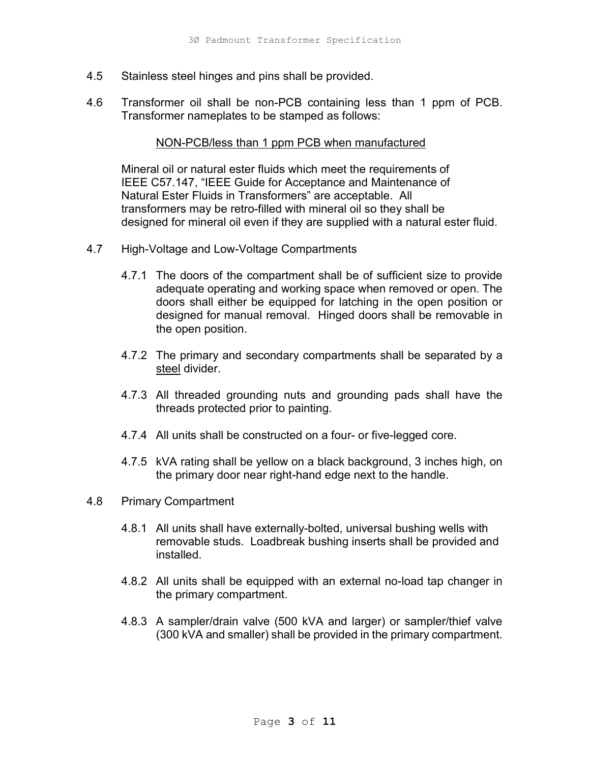4.5 Stainless steel hinges and pins shall be provided.

4.6 Transformer oil shall be non-PCB containing less than 1 ppm of PCB. Transformer nameplates to be stamped as follows:

<u>NON-PCB/less than 1 ppm PCB when manufactured</u>

Mineral oil or natural ester fluids which meet the requirements of IEEE C57.147, “IEEE Guide for Acceptance and Maintenance of Natural Ester Fluids in Transformers” are acceptable. All transformers may be retro-filled with mineral oil so they shall be designed for mineral oil even if they are supplied with a natural ester fluid.

4.7 High-Voltage and Low-Voltage Compartments

4.7.1 The doors of the compartment shall be of sufficient size to provide adequate operating and working space when removed or open. The doors shall either be equipped for latching in the open position or designed for manual removal. Hinged doors shall be removable in the open position.

4.7.2 The primary and secondary compartments shall be separated by a <u>steel</u> divider.

4.7.3 All threaded grounding nuts and grounding pads shall have the threads protected prior to painting.

4.7.4 All units shall be constructed on a four- or five-legged core.

4.7.5 kVA rating shall be yellow on a black background, 3 inches high, on the primary door near right-hand edge next to the handle.

4.8 Primary Compartment

4.8.1 All units shall have externally-bolted, universal bushing wells with removable studs. Loadbreak bushing inserts shall be provided and installed.

4.8.2 All units shall be equipped with an external no-load tap changer in the primary compartment.

4.8.3 A sampler/drain valve (500 kVA and larger) or sampler/thief valve (300 kVA and smaller) shall be provided in the primary compartment.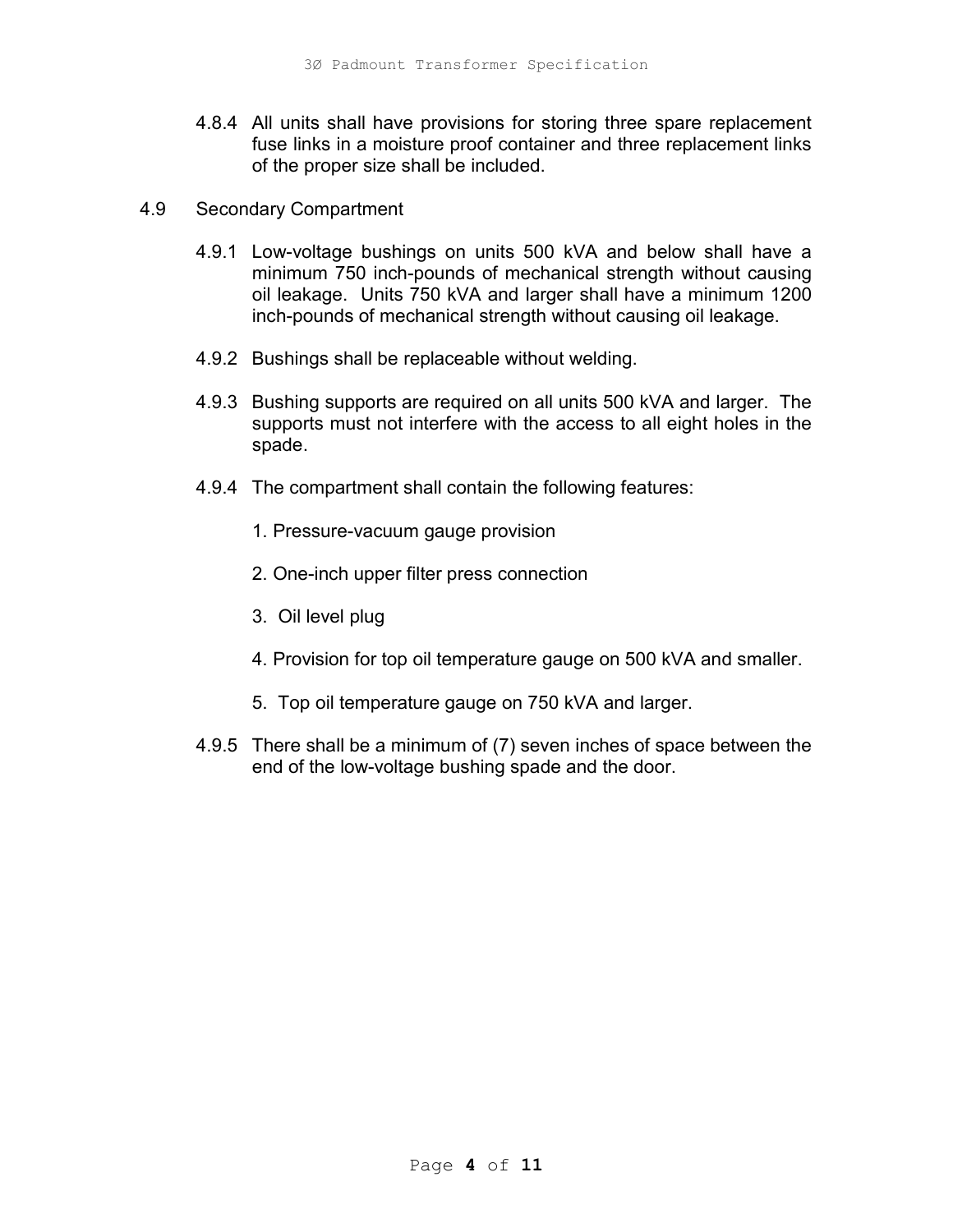4.8.4 All units shall have provisions for storing three spare replacement fuse links in a moisture proof container and three replacement links of the proper size shall be included.

## 4.9 Secondary Compartment

4.9.1 Low-voltage bushings on units 500 kVA and below shall have a minimum 750 inch-pounds of mechanical strength without causing oil leakage. Units 750 kVA and larger shall have a minimum 1200 inch-pounds of mechanical strength without causing oil leakage.

4.9.2 Bushings shall be replaceable without welding.

4.9.3 Bushing supports are required on all units 500 kVA and larger. The supports must not interfere with the access to all eight holes in the spade.

4.9.4 The compartment shall contain the following features:

1. Pressure-vacuum gauge provision
2. One-inch upper filter press connection
3. Oil level plug
4. Provision for top oil temperature gauge on 500 kVA and smaller.
5. Top oil temperature gauge on 750 kVA and larger.

4.9.5 There shall be a minimum of (7) seven inches of space between the end of the low-voltage bushing spade and the door.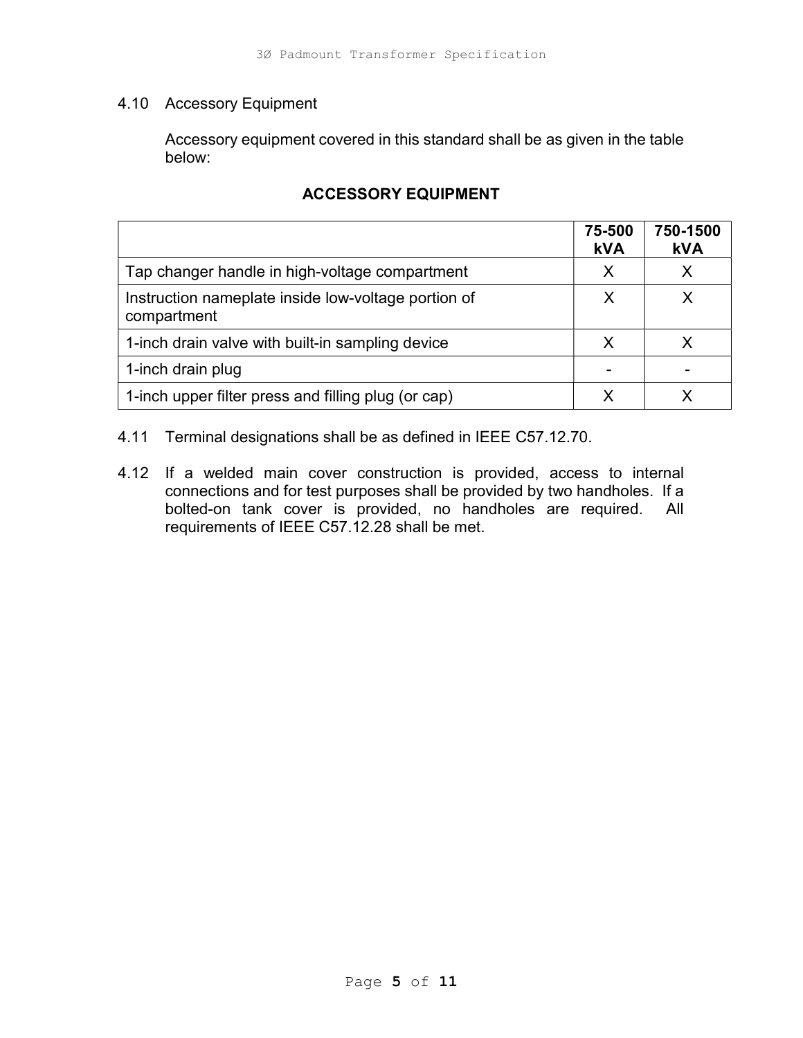4.10 Accessory Equipment

Accessory equipment covered in this standard shall be as given in the table below:

**ACCESSORY EQUIPMENT**

| | **75-500 kVA** | **750-1500 kVA** |
|---|---|---|
| Tap changer handle in high-voltage compartment | X | X |
| Instruction nameplate inside low-voltage portion of compartment | X | X |
| 1-inch drain valve with built-in sampling device | X | X |
| 1-inch drain plug | - | - |
| 1-inch upper filter press and filling plug (or cap) | X | X |

4.11 Terminal designations shall be as defined in IEEE C57.12.70.

4.12 If a welded main cover construction is provided, access to internal connections and for test purposes shall be provided by two handholes. If a bolted-on tank cover is provided, no handholes are required. All requirements of IEEE C57.12.28 shall be met.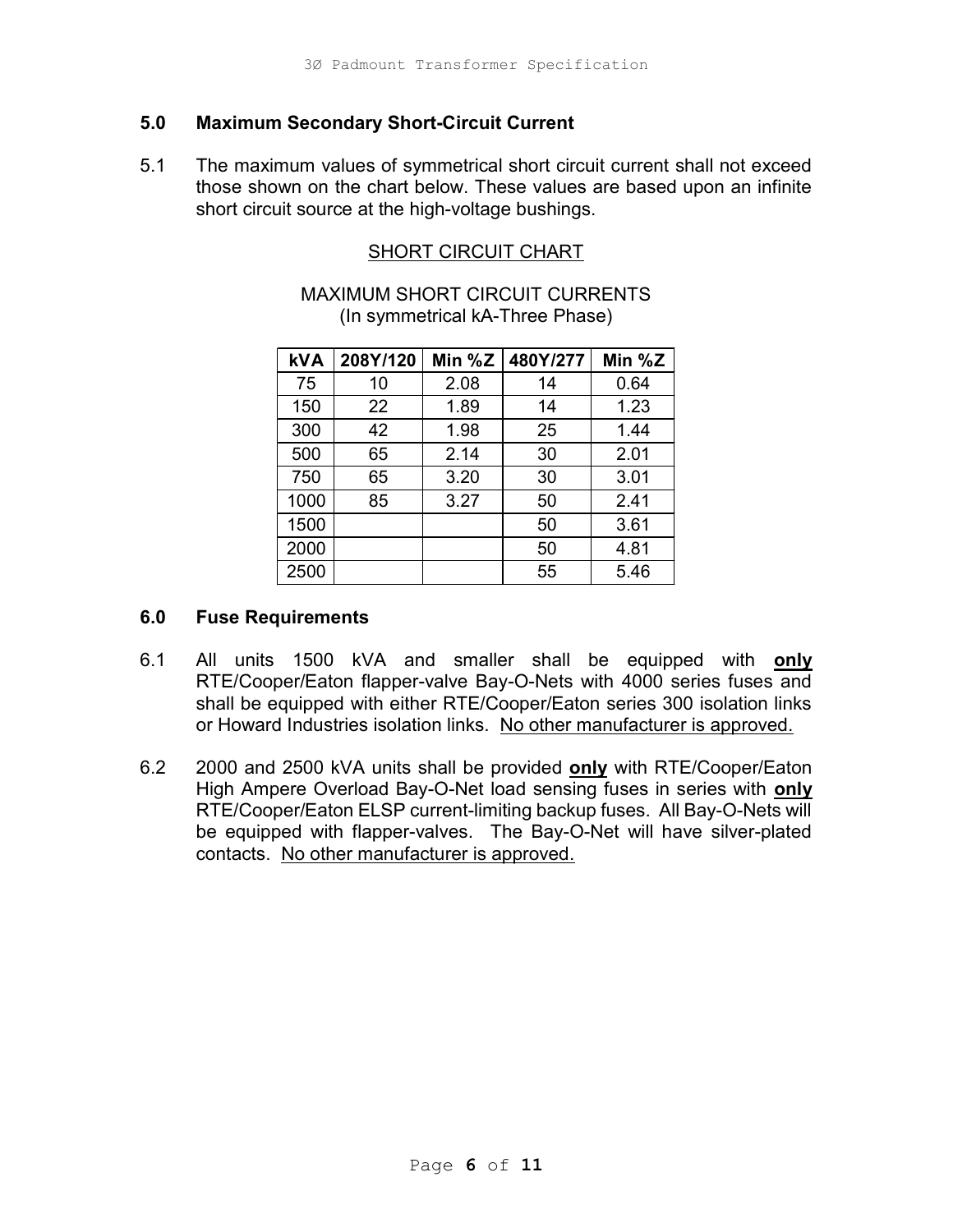## 5.0 Maximum Secondary Short-Circuit Current

5.1 The maximum values of symmetrical short circuit current shall not exceed those shown on the chart below. These values are based upon an infinite short circuit source at the high-voltage bushings.

SHORT CIRCUIT CHART

MAXIMUM SHORT CIRCUIT CURRENTS
(In symmetrical kA-Three Phase)

| kVA | 208Y/120 | Min %Z | 480Y/277 | Min %Z |
|---|---|---|---|---|
| 75 | 10 | 2.08 | 14 | 0.64 |
| 150 | 22 | 1.89 | 14 | 1.23 |
| 300 | 42 | 1.98 | 25 | 1.44 |
| 500 | 65 | 2.14 | 30 | 2.01 |
| 750 | 65 | 3.20 | 30 | 3.01 |
| 1000 | 85 | 3.27 | 50 | 2.41 |
| 1500 | | | 50 | 3.61 |
| 2000 | | | 50 | 4.81 |
| 2500 | | | 55 | 5.46 |

## 6.0 Fuse Requirements

6.1 All units 1500 kVA and smaller shall be equipped with **only** RTE/Cooper/Eaton flapper-valve Bay-O-Nets with 4000 series fuses and shall be equipped with either RTE/Cooper/Eaton series 300 isolation links or Howard Industries isolation links. No other manufacturer is approved.

6.2 2000 and 2500 kVA units shall be provided **only** with RTE/Cooper/Eaton High Ampere Overload Bay-O-Net load sensing fuses in series with **only** RTE/Cooper/Eaton ELSP current-limiting backup fuses. All Bay-O-Nets will be equipped with flapper-valves. The Bay-O-Net will have silver-plated contacts. No other manufacturer is approved.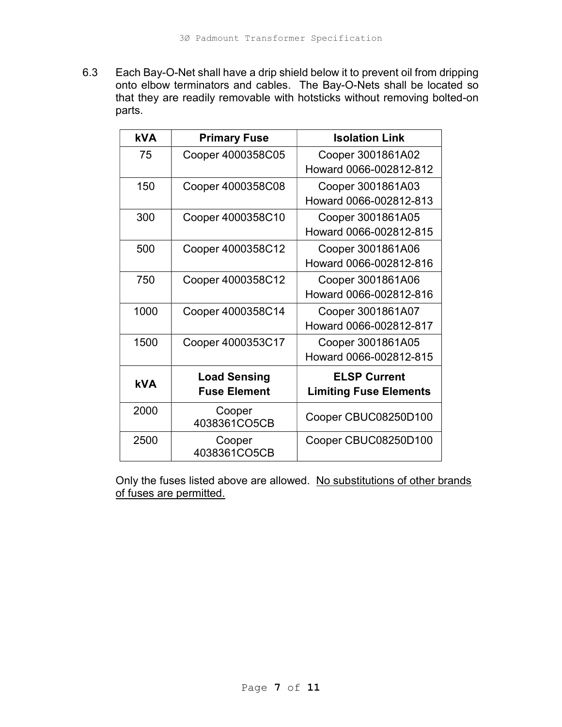6.3 Each Bay-O-Net shall have a drip shield below it to prevent oil from dripping onto elbow terminators and cables. The Bay-O-Nets shall be located so that they are readily removable with hotsticks without removing bolted-on parts.

| kVA | Primary Fuse | Isolation Link |
|---|---|---|
| 75 | Cooper 4000358C05 | Cooper 3001861A02<br>Howard 0066-002812-812 |
| 150 | Cooper 4000358C08 | Cooper 3001861A03<br>Howard 0066-002812-813 |
| 300 | Cooper 4000358C10 | Cooper 3001861A05<br>Howard 0066-002812-815 |
| 500 | Cooper 4000358C12 | Cooper 3001861A06<br>Howard 0066-002812-816 |
| 750 | Cooper 4000358C12 | Cooper 3001861A06<br>Howard 0066-002812-816 |
| 1000 | Cooper 4000358C14 | Cooper 3001861A07<br>Howard 0066-002812-817 |
| 1500 | Cooper 4000353C17 | Cooper 3001861A05<br>Howard 0066-002812-815 |
| **kVA** | **Load Sensing Fuse Element** | **ELSP Current Limiting Fuse Elements** |
| 2000 | Cooper 4038361CO5CB | Cooper CBUC08250D100 |
| 2500 | Cooper 4038361CO5CB | Cooper CBUC08250D100 |

Only the fuses listed above are allowed. <u>No substitutions of other brands of fuses are permitted.</u>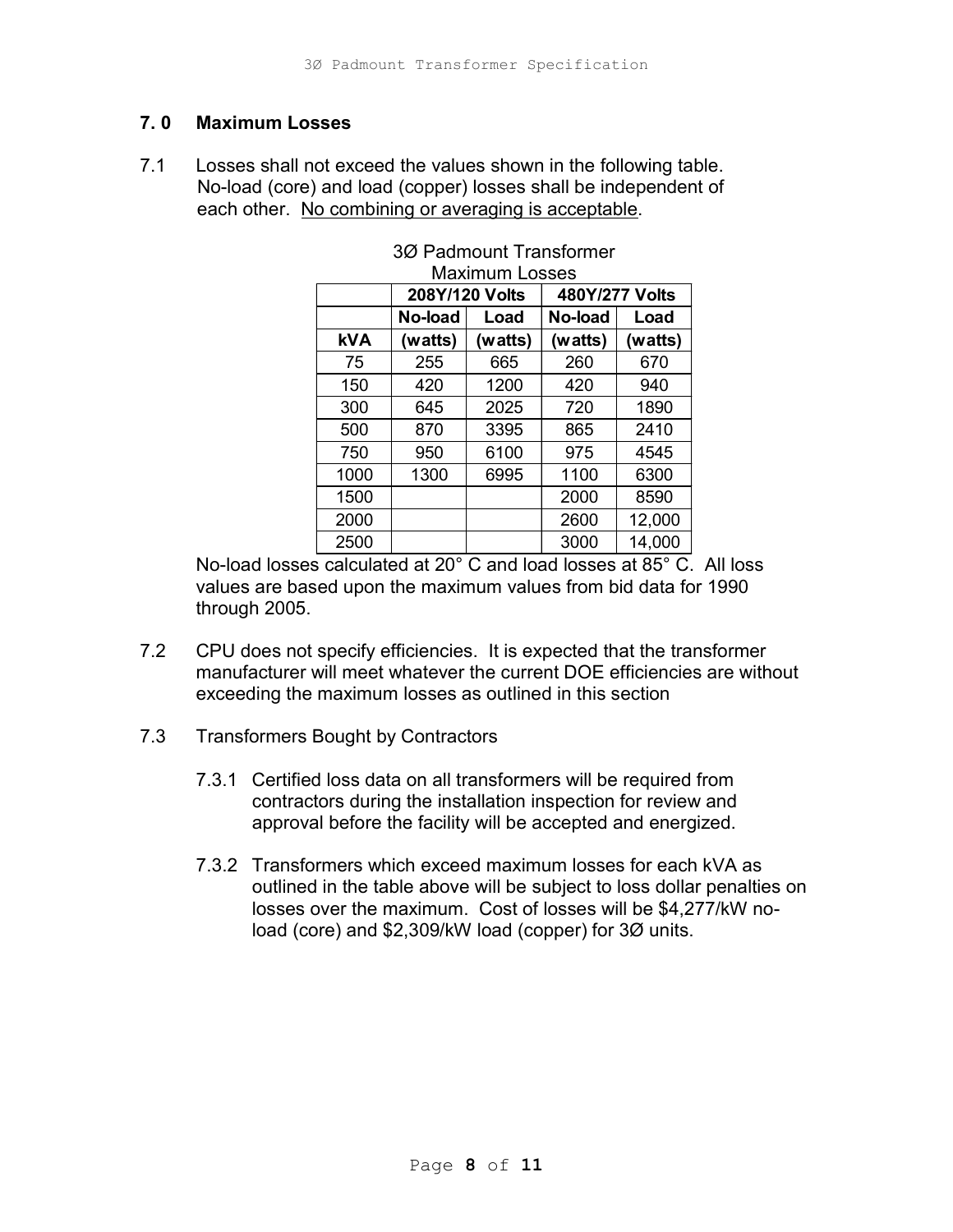## 7. 0 Maximum Losses

7.1 Losses shall not exceed the values shown in the following table. No-load (core) and load (copper) losses shall be independent of each other. No combining or averaging is acceptable.

3Ø Padmount Transformer Maximum Losses

| | **208Y/120 Volts** | | **480Y/277 Volts** | |
|---|---|---|---|---|
| | **No-load** | **Load** | **No-load** | **Load** |
| **kVA** | **(watts)** | **(watts)** | **(watts)** | **(watts)** |
| 75 | 255 | 665 | 260 | 670 |
| 150 | 420 | 1200 | 420 | 940 |
| 300 | 645 | 2025 | 720 | 1890 |
| 500 | 870 | 3395 | 865 | 2410 |
| 750 | 950 | 6100 | 975 | 4545 |
| 1000 | 1300 | 6995 | 1100 | 6300 |
| 1500 | | | 2000 | 8590 |
| 2000 | | | 2600 | 12,000 |
| 2500 | | | 3000 | 14,000 |

No-load losses calculated at 20° C and load losses at 85° C. All loss values are based upon the maximum values from bid data for 1990 through 2005.

7.2 CPU does not specify efficiencies. It is expected that the transformer manufacturer will meet whatever the current DOE efficiencies are without exceeding the maximum losses as outlined in this section

7.3 Transformers Bought by Contractors

7.3.1 Certified loss data on all transformers will be required from contractors during the installation inspection for review and approval before the facility will be accepted and energized.

7.3.2 Transformers which exceed maximum losses for each kVA as outlined in the table above will be subject to loss dollar penalties on losses over the maximum. Cost of losses will be $4,277/kW no-load (core) and $2,309/kW load (copper) for 3Ø units.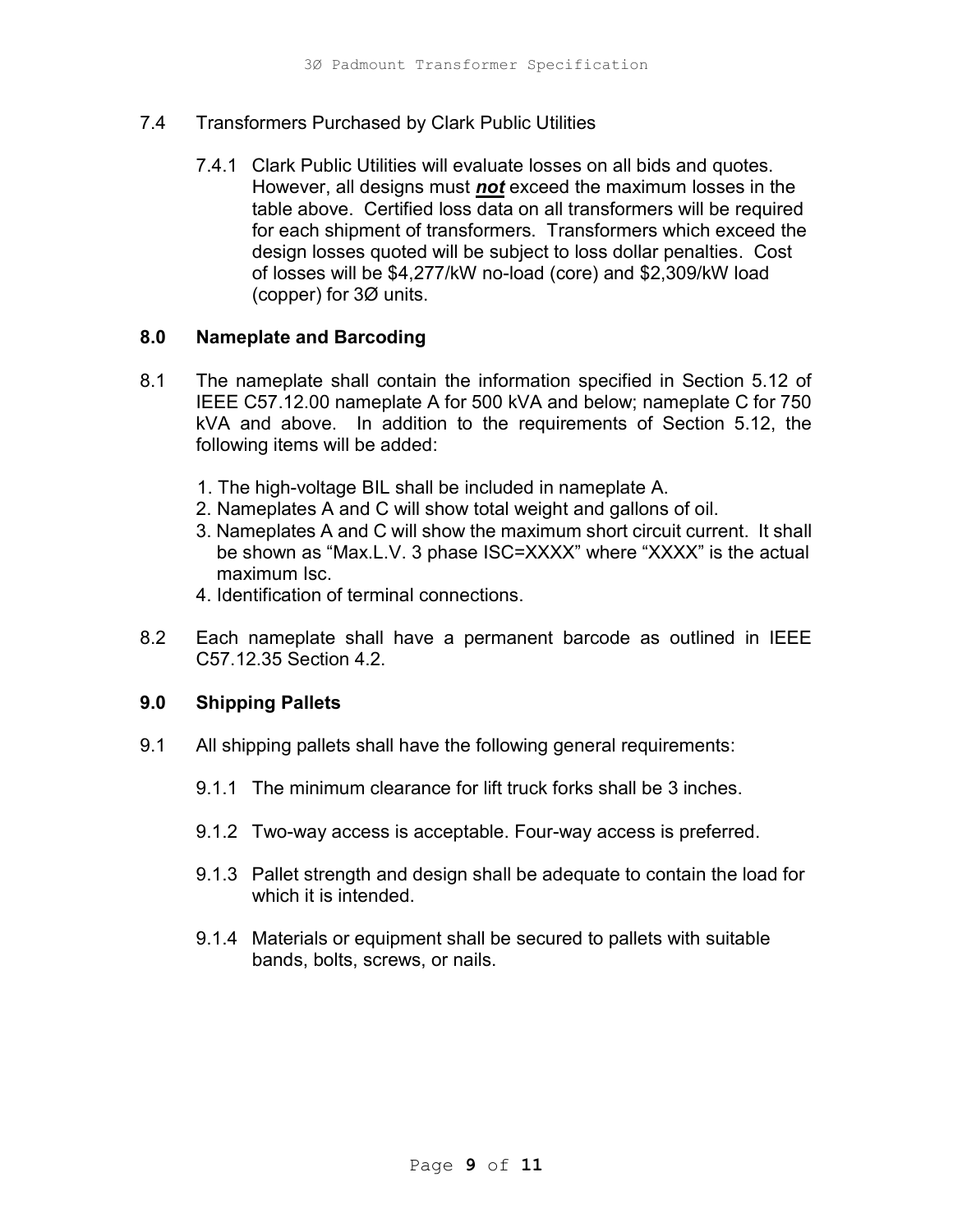7.4 Transformers Purchased by Clark Public Utilities

7.4.1 Clark Public Utilities will evaluate losses on all bids and quotes. However, all designs must ***not*** exceed the maximum losses in the table above. Certified loss data on all transformers will be required for each shipment of transformers. Transformers which exceed the design losses quoted will be subject to loss dollar penalties. Cost of losses will be $4,277/kW no-load (core) and $2,309/kW load (copper) for 3Ø units.

## 8.0 Nameplate and Barcoding

8.1 The nameplate shall contain the information specified in Section 5.12 of IEEE C57.12.00 nameplate A for 500 kVA and below; nameplate C for 750 kVA and above. In addition to the requirements of Section 5.12, the following items will be added:

1. The high-voltage BIL shall be included in nameplate A.
2. Nameplates A and C will show total weight and gallons of oil.
3. Nameplates A and C will show the maximum short circuit current. It shall be shown as "Max.L.V. 3 phase ISC=XXXX" where "XXXX" is the actual maximum Isc.
4. Identification of terminal connections.

8.2 Each nameplate shall have a permanent barcode as outlined in IEEE C57.12.35 Section 4.2.

## 9.0 Shipping Pallets

9.1 All shipping pallets shall have the following general requirements:

9.1.1 The minimum clearance for lift truck forks shall be 3 inches.

9.1.2 Two-way access is acceptable. Four-way access is preferred.

9.1.3 Pallet strength and design shall be adequate to contain the load for which it is intended.

9.1.4 Materials or equipment shall be secured to pallets with suitable bands, bolts, screws, or nails.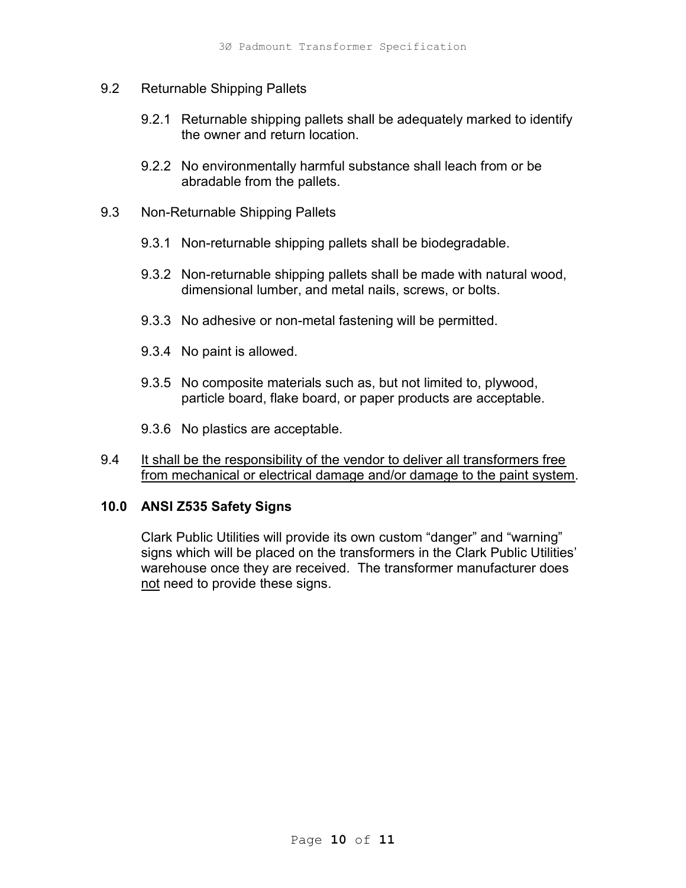9.2 Returnable Shipping Pallets

9.2.1 Returnable shipping pallets shall be adequately marked to identify the owner and return location.

9.2.2 No environmentally harmful substance shall leach from or be abradable from the pallets.

9.3 Non-Returnable Shipping Pallets

9.3.1 Non-returnable shipping pallets shall be biodegradable.

9.3.2 Non-returnable shipping pallets shall be made with natural wood, dimensional lumber, and metal nails, screws, or bolts.

9.3.3 No adhesive or non-metal fastening will be permitted.

9.3.4 No paint is allowed.

9.3.5 No composite materials such as, but not limited to, plywood, particle board, flake board, or paper products are acceptable.

9.3.6 No plastics are acceptable.

9.4 <u>It shall be the responsibility of the vendor to deliver all transformers free from mechanical or electrical damage and/or damage to the paint system</u>.

## 10.0 ANSI Z535 Safety Signs

Clark Public Utilities will provide its own custom "danger" and "warning" signs which will be placed on the transformers in the Clark Public Utilities' warehouse once they are received. The transformer manufacturer does <u>not</u> need to provide these signs.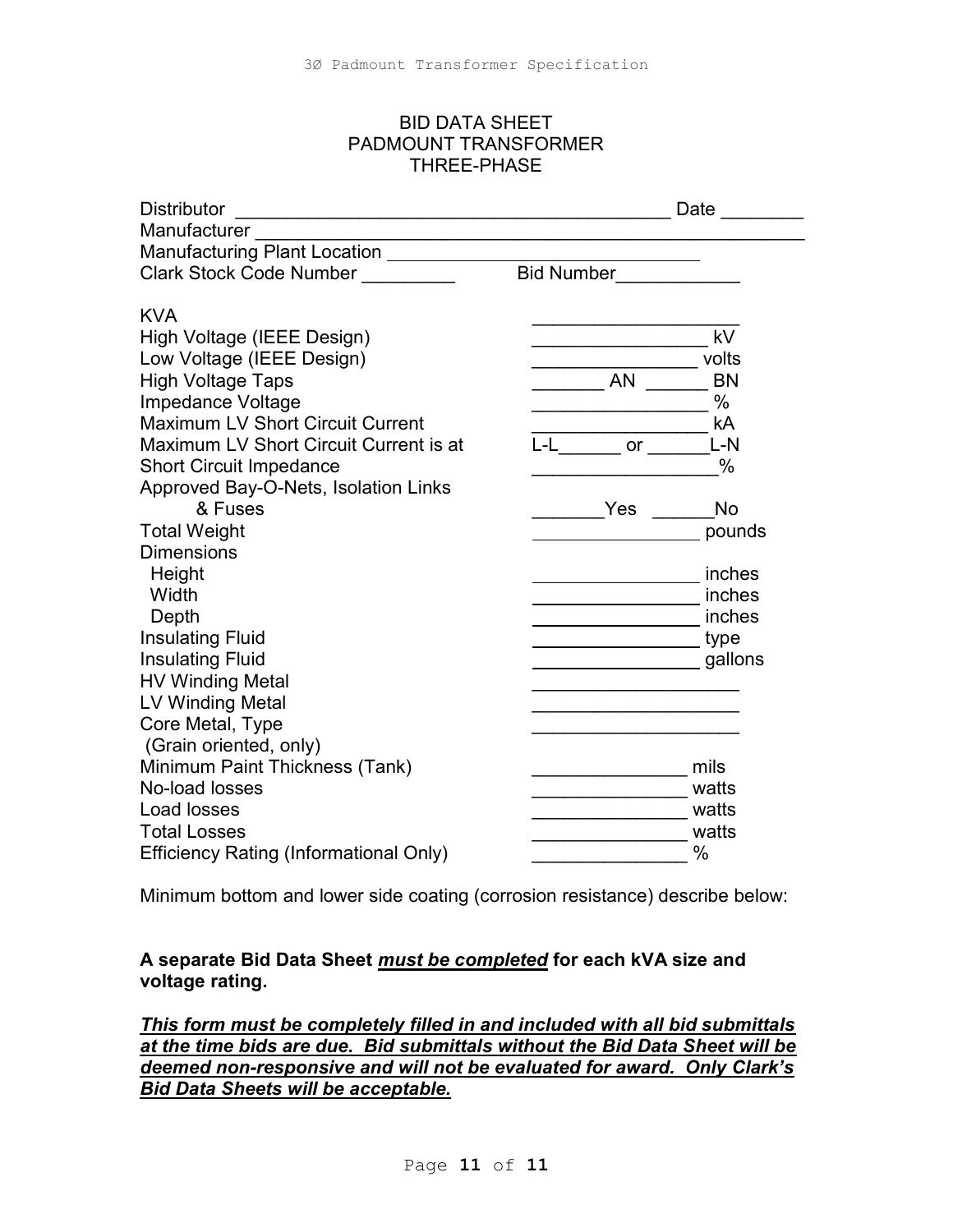# BID DATA SHEET
# PADMOUNT TRANSFORMER
# THREE-PHASE

Distributor ____________________________________________ Date ________
Manufacturer ________________________________________________________
Manufacturing Plant Location _________________________________
Clark Stock Code Number _________ Bid Number____________

| | |
|---|---|
| KVA | ____________________ |
| High Voltage (IEEE Design) | _________________ kV |
| Low Voltage (IEEE Design) | ________________ volts |
| High Voltage Taps | _______ AN ______ BN |
| Impedance Voltage | _________________ % |
| Maximum LV Short Circuit Current | _________________ kA |
| Maximum LV Short Circuit Current is at | L-L______ or ______L-N |
| Short Circuit Impedance | __________________% |
| Approved Bay-O-Nets, Isolation Links & Fuses | _______Yes ______No |
| Total Weight | ________________ pounds |
| Dimensions | |
| Height | ________________ inches |
| Width | ________________ inches |
| Depth | ________________ inches |
| Insulating Fluid | ________________ type |
| Insulating Fluid | ________________ gallons |
| HV Winding Metal | ____________________ |
| LV Winding Metal | ____________________ |
| Core Metal, Type (Grain oriented, only) | ____________________ |
| Minimum Paint Thickness (Tank) | _______________ mils |
| No-load losses | _______________ watts |
| Load losses | _______________ watts |
| Total Losses | _______________ watts |
| Efficiency Rating (Informational Only) | _______________ % |

Minimum bottom and lower side coating (corrosion resistance) describe below:

**A separate Bid Data Sheet *must be completed* for each kVA size and voltage rating.**

***This form must be completely filled in and included with all bid submittals at the time bids are due. Bid submittals without the Bid Data Sheet will be deemed non-responsive and will not be evaluated for award. Only Clark's Bid Data Sheets will be acceptable.***